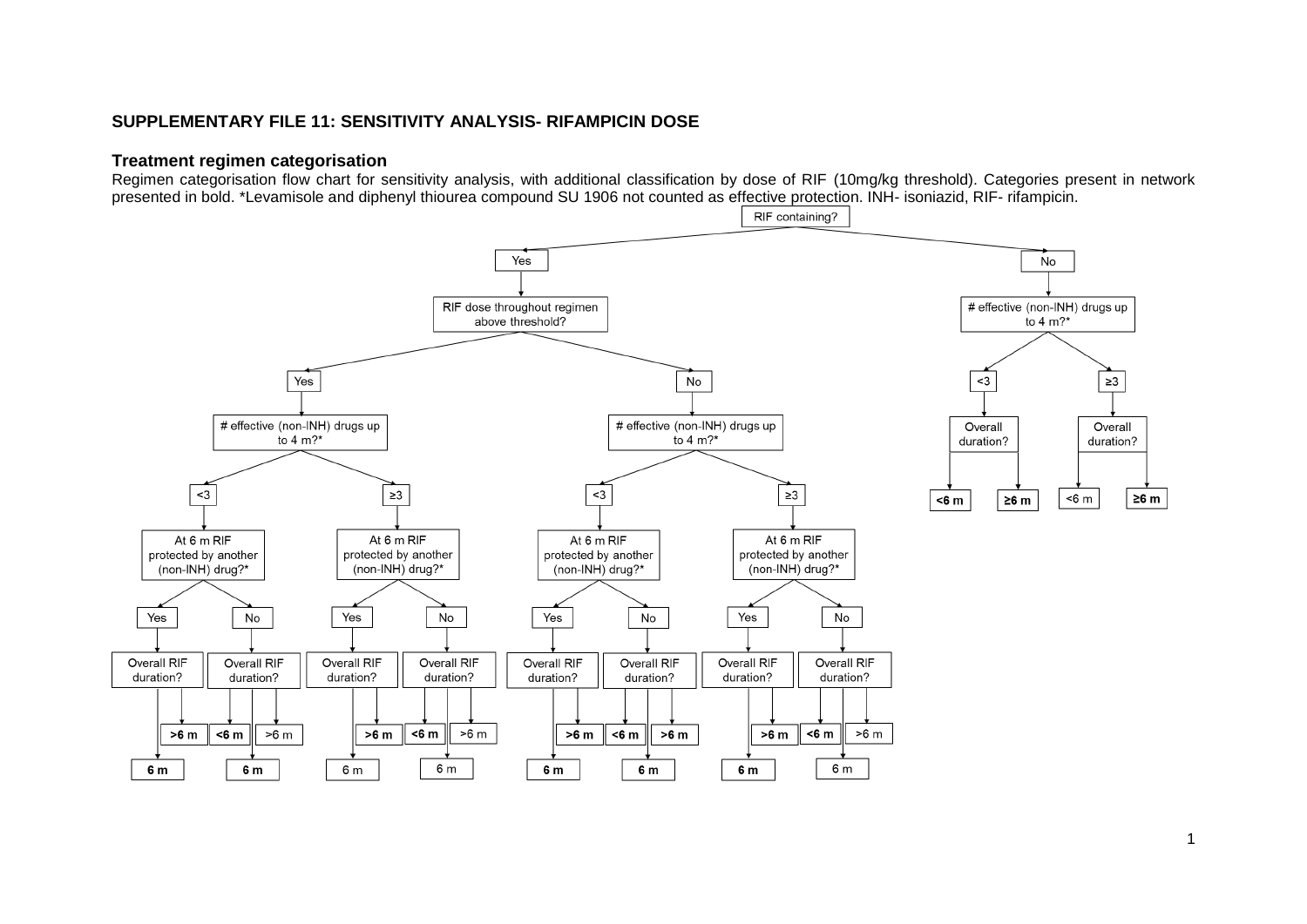## SUPPLEMENTARY FILE 11: SENSITIVITY ANALYSIS- RIFAMPICIN DOSE

### Treatment regimen categorisation

Regimen categorisation flow chart for sensitivity analysis, with additional classification by dose of RIF (10mg/kg threshold). Categories present in network presented in bold. *Levamisole and diphenyl thiourea compound SU 1906 not counted as effective protection. INH- isoniazid, RIF- rifampicin.

RIF containing?

Yes

RIF dose throughout regimen above threshold?

Yes

# effective (non-INH) drugs up to 4 m?*

<3

At 6 m RIF protected by another (non-INH) drug?*

Yes

Overall RIF duration?

**>6 m**

**6 m**

No

Overall RIF duration?

**<6 m**

>6 m

**6 m**

≥3

At 6 m RIF protected by another (non-INH) drug?*

Yes

Overall RIF duration?

**>6 m**

6 m

No

Overall RIF duration?

**<6 m**

>6 m

6 m

No

# effective (non-INH) drugs up to 4 m?*

<3

At 6 m RIF protected by another (non-INH) drug?*

Yes

Overall RIF duration?

**>6 m**

**6 m**

No

Overall RIF duration?

**<6 m**

**>6 m**

**6 m**

≥3

At 6 m RIF protected by another (non-INH) drug?*

Yes

Overall RIF duration?

**>6 m**

**6 m**

No

Overall RIF duration?

**<6 m**

>6 m

6 m

No

# effective (non-INH) drugs up to 4 m?*

<3

Overall duration?

**<6 m**

**≥6 m**

≥3

Overall duration?

<6 m

**≥6 m**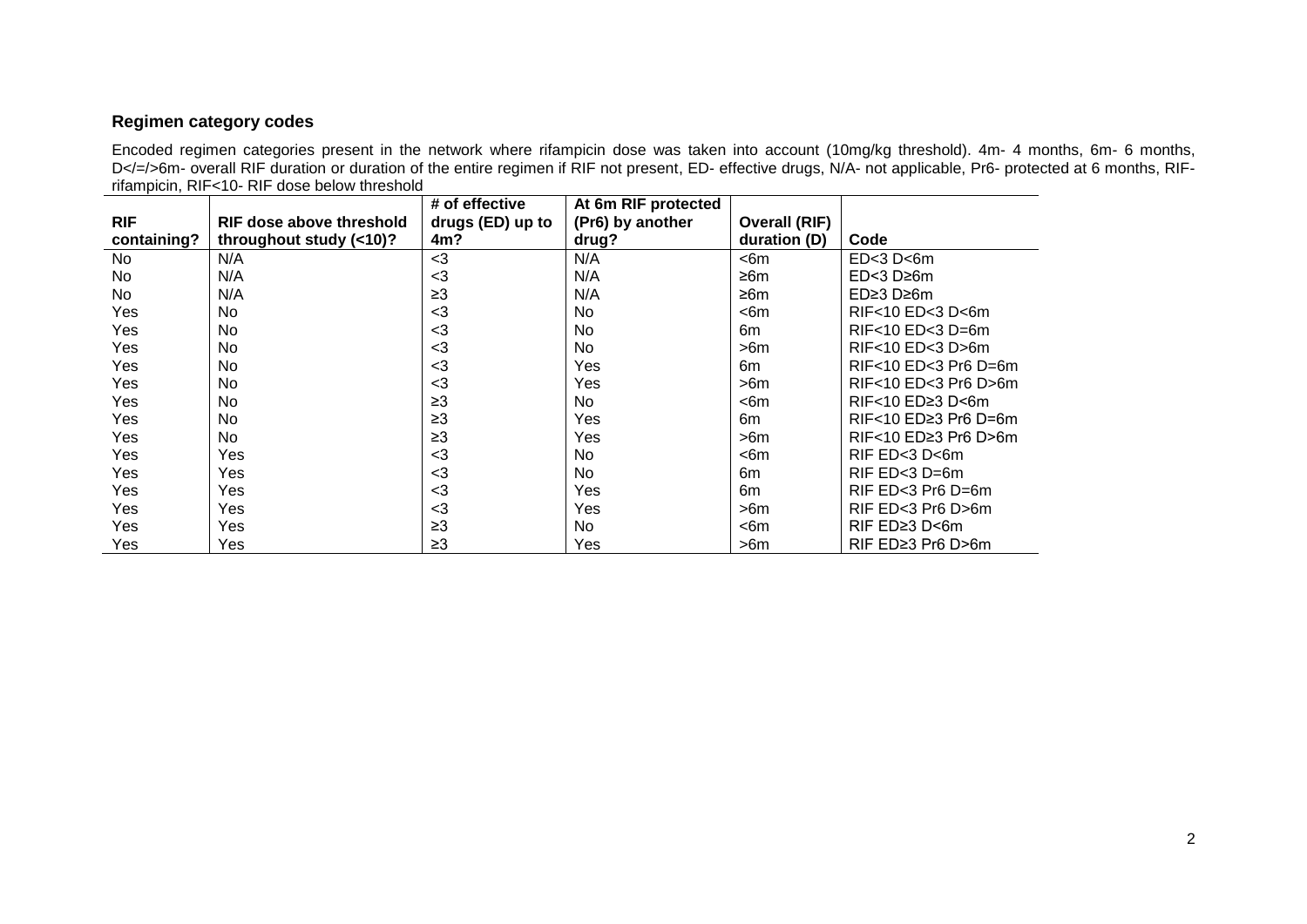### Regimen category codes

Encoded regimen categories present in the network where rifampicin dose was taken into account (10mg/kg threshold). 4m- 4 months, 6m- 6 months, D</=/>6m- overall RIF duration or duration of the entire regimen if RIF not present, ED- effective drugs, N/A- not applicable, Pr6- protected at 6 months, RIF- rifampicin, RIF<10- RIF dose below threshold

| RIF containing? | RIF dose above threshold throughout study (<10)? | # of effective drugs (ED) up to 4m? | At 6m RIF protected (Pr6) by another drug? | Overall (RIF) duration (D) | Code |
|---|---|---|---|---|---|
| No | N/A | <3 | N/A | <6m | ED<3 D<6m |
| No | N/A | <3 | N/A | ≥6m | ED<3 D≥6m |
| No | N/A | ≥3 | N/A | ≥6m | ED≥3 D≥6m |
| Yes | No | <3 | No | <6m | RIF<10 ED<3 D<6m |
| Yes | No | <3 | No | 6m | RIF<10 ED<3 D=6m |
| Yes | No | <3 | No | >6m | RIF<10 ED<3 D>6m |
| Yes | No | <3 | Yes | 6m | RIF<10 ED<3 Pr6 D=6m |
| Yes | No | <3 | Yes | >6m | RIF<10 ED<3 Pr6 D>6m |
| Yes | No | ≥3 | No | <6m | RIF<10 ED≥3 D<6m |
| Yes | No | ≥3 | Yes | 6m | RIF<10 ED≥3 Pr6 D=6m |
| Yes | No | ≥3 | Yes | >6m | RIF<10 ED≥3 Pr6 D>6m |
| Yes | Yes | <3 | No | <6m | RIF ED<3 D<6m |
| Yes | Yes | <3 | No | 6m | RIF ED<3 D=6m |
| Yes | Yes | <3 | Yes | 6m | RIF ED<3 Pr6 D=6m |
| Yes | Yes | <3 | Yes | >6m | RIF ED<3 Pr6 D>6m |
| Yes | Yes | ≥3 | No | <6m | RIF ED≥3 D<6m |
| Yes | Yes | ≥3 | Yes | >6m | RIF ED≥3 Pr6 D>6m |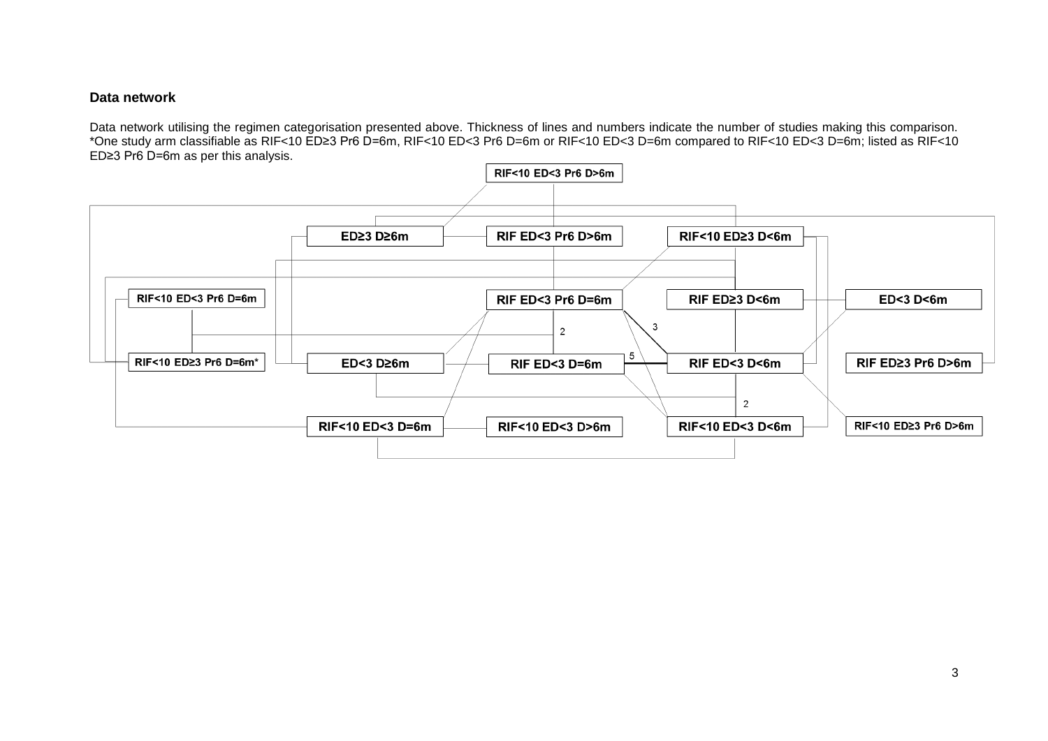**Data network**

Data network utilising the regimen categorisation presented above. Thickness of lines and numbers indicate the number of studies making this comparison. *One study arm classifiable as RIF<10 ED≥3 Pr6 D=6m, RIF<10 ED<3 Pr6 D=6m or RIF<10 ED<3 D=6m compared to RIF<10 ED<3 D=6m; listed as RIF<10 ED≥3 Pr6 D=6m as per this analysis.

RIF<10 ED<3 Pr6 D>6m

ED≥3 D≥6m

RIF ED<3 Pr6 D>6m

RIF<10 ED≥3 D<6m

RIF<10 ED<3 Pr6 D=6m

RIF ED<3 Pr6 D=6m

RIF ED≥3 D<6m

ED<3 D<6m

2

3

5

RIF<10 ED≥3 Pr6 D=6m*

ED<3 D≥6m

RIF ED<3 D=6m

RIF ED<3 D<6m

RIF ED≥3 Pr6 D>6m

2

RIF<10 ED<3 D=6m

RIF<10 ED<3 D>6m

RIF<10 ED<3 D<6m

RIF<10 ED≥3 Pr6 D>6m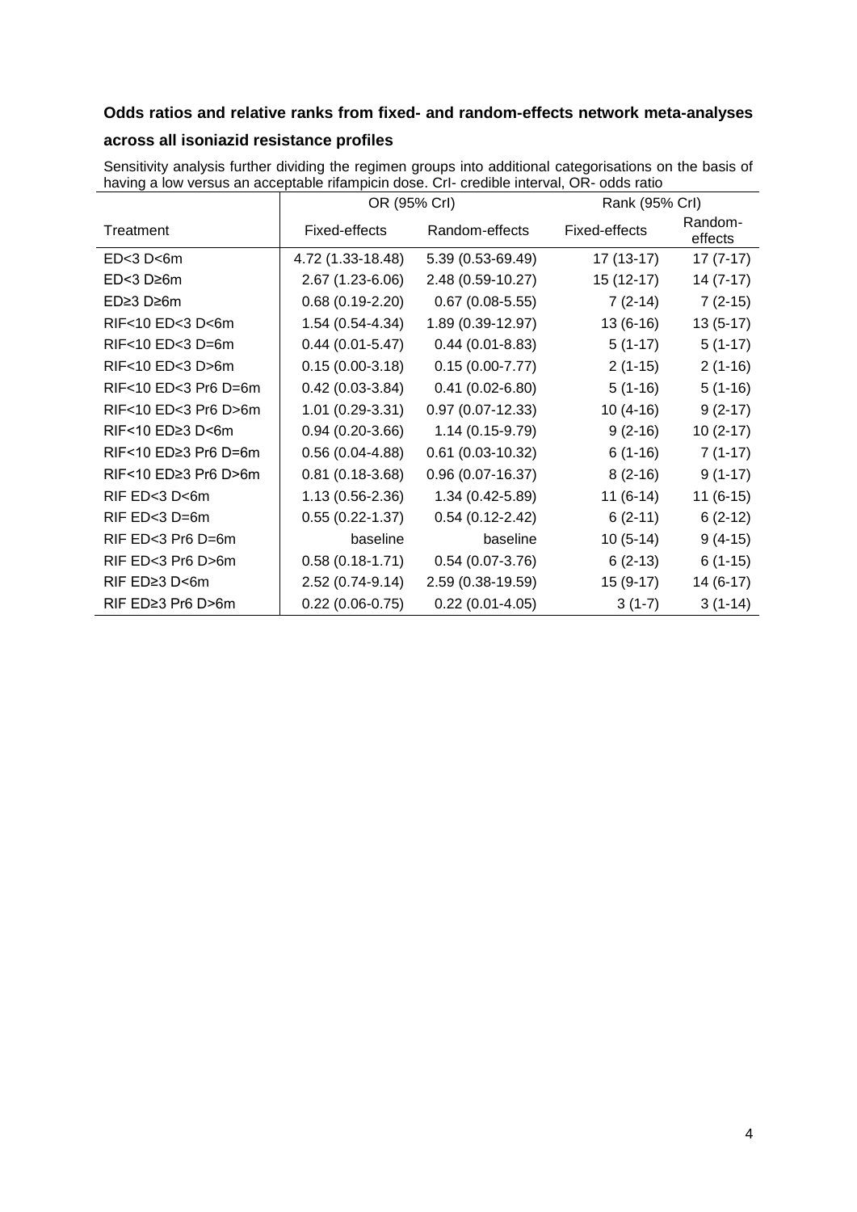**Odds ratios and relative ranks from fixed- and random-effects network meta-analyses across all isoniazid resistance profiles**

Sensitivity analysis further dividing the regimen groups into additional categorisations on the basis of having a low versus an acceptable rifampicin dose. CrI- credible interval, OR- odds ratio

| | OR (95% CrI) | | Rank (95% CrI) | |
|---|---|---|---|---|
| Treatment | Fixed-effects | Random-effects | Fixed-effects | Random-effects |
| ED<3 D<6m | 4.72 (1.33-18.48) | 5.39 (0.53-69.49) | 17 (13-17) | 17 (7-17) |
| ED<3 D≥6m | 2.67 (1.23-6.06) | 2.48 (0.59-10.27) | 15 (12-17) | 14 (7-17) |
| ED≥3 D≥6m | 0.68 (0.19-2.20) | 0.67 (0.08-5.55) | 7 (2-14) | 7 (2-15) |
| RIF<10 ED<3 D<6m | 1.54 (0.54-4.34) | 1.89 (0.39-12.97) | 13 (6-16) | 13 (5-17) |
| RIF<10 ED<3 D=6m | 0.44 (0.01-5.47) | 0.44 (0.01-8.83) | 5 (1-17) | 5 (1-17) |
| RIF<10 ED<3 D>6m | 0.15 (0.00-3.18) | 0.15 (0.00-7.77) | 2 (1-15) | 2 (1-16) |
| RIF<10 ED<3 Pr6 D=6m | 0.42 (0.03-3.84) | 0.41 (0.02-6.80) | 5 (1-16) | 5 (1-16) |
| RIF<10 ED<3 Pr6 D>6m | 1.01 (0.29-3.31) | 0.97 (0.07-12.33) | 10 (4-16) | 9 (2-17) |
| RIF<10 ED≥3 D<6m | 0.94 (0.20-3.66) | 1.14 (0.15-9.79) | 9 (2-16) | 10 (2-17) |
| RIF<10 ED≥3 Pr6 D=6m | 0.56 (0.04-4.88) | 0.61 (0.03-10.32) | 6 (1-16) | 7 (1-17) |
| RIF<10 ED≥3 Pr6 D>6m | 0.81 (0.18-3.68) | 0.96 (0.07-16.37) | 8 (2-16) | 9 (1-17) |
| RIF ED<3 D<6m | 1.13 (0.56-2.36) | 1.34 (0.42-5.89) | 11 (6-14) | 11 (6-15) |
| RIF ED<3 D=6m | 0.55 (0.22-1.37) | 0.54 (0.12-2.42) | 6 (2-11) | 6 (2-12) |
| RIF ED<3 Pr6 D=6m | baseline | baseline | 10 (5-14) | 9 (4-15) |
| RIF ED<3 Pr6 D>6m | 0.58 (0.18-1.71) | 0.54 (0.07-3.76) | 6 (2-13) | 6 (1-15) |
| RIF ED≥3 D<6m | 2.52 (0.74-9.14) | 2.59 (0.38-19.59) | 15 (9-17) | 14 (6-17) |
| RIF ED≥3 Pr6 D>6m | 0.22 (0.06-0.75) | 0.22 (0.01-4.05) | 3 (1-7) | 3 (1-14) |